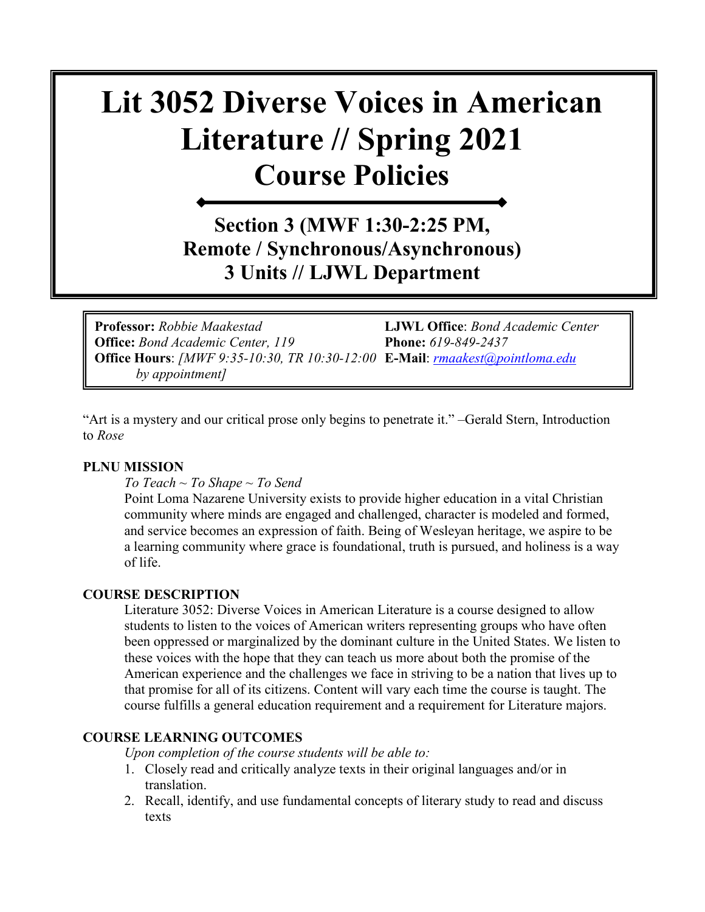# Lit 3052 Diverse Voices in American Literature // Spring 2021
# Course Policies

## Section 3 (MWF 1:30-2:25 PM, Remote / Synchronous/Asynchronous)
## 3 Units // LJWL Department

**Professor:** *Robbie Maakestad*
**Office:** *Bond Academic Center, 119*
**Office Hours**: *[MWF 9:35-10:30, TR 10:30-12:00 by appointment]*
**LJWL Office**: *Bond Academic Center*
**Phone:** *619-849-2437*
**E-Mail**: *rmaakest@pointloma.edu*

"Art is a mystery and our critical prose only begins to penetrate it." –Gerald Stern, Introduction to *Rose*

**PLNU MISSION**

*To Teach ~ To Shape ~ To Send*

Point Loma Nazarene University exists to provide higher education in a vital Christian community where minds are engaged and challenged, character is modeled and formed, and service becomes an expression of faith. Being of Wesleyan heritage, we aspire to be a learning community where grace is foundational, truth is pursued, and holiness is a way of life.

**COURSE DESCRIPTION**

Literature 3052: Diverse Voices in American Literature is a course designed to allow students to listen to the voices of American writers representing groups who have often been oppressed or marginalized by the dominant culture in the United States. We listen to these voices with the hope that they can teach us more about both the promise of the American experience and the challenges we face in striving to be a nation that lives up to that promise for all of its citizens. Content will vary each time the course is taught. The course fulfills a general education requirement and a requirement for Literature majors.

**COURSE LEARNING OUTCOMES**

*Upon completion of the course students will be able to:*

1. Closely read and critically analyze texts in their original languages and/or in translation.
2. Recall, identify, and use fundamental concepts of literary study to read and discuss texts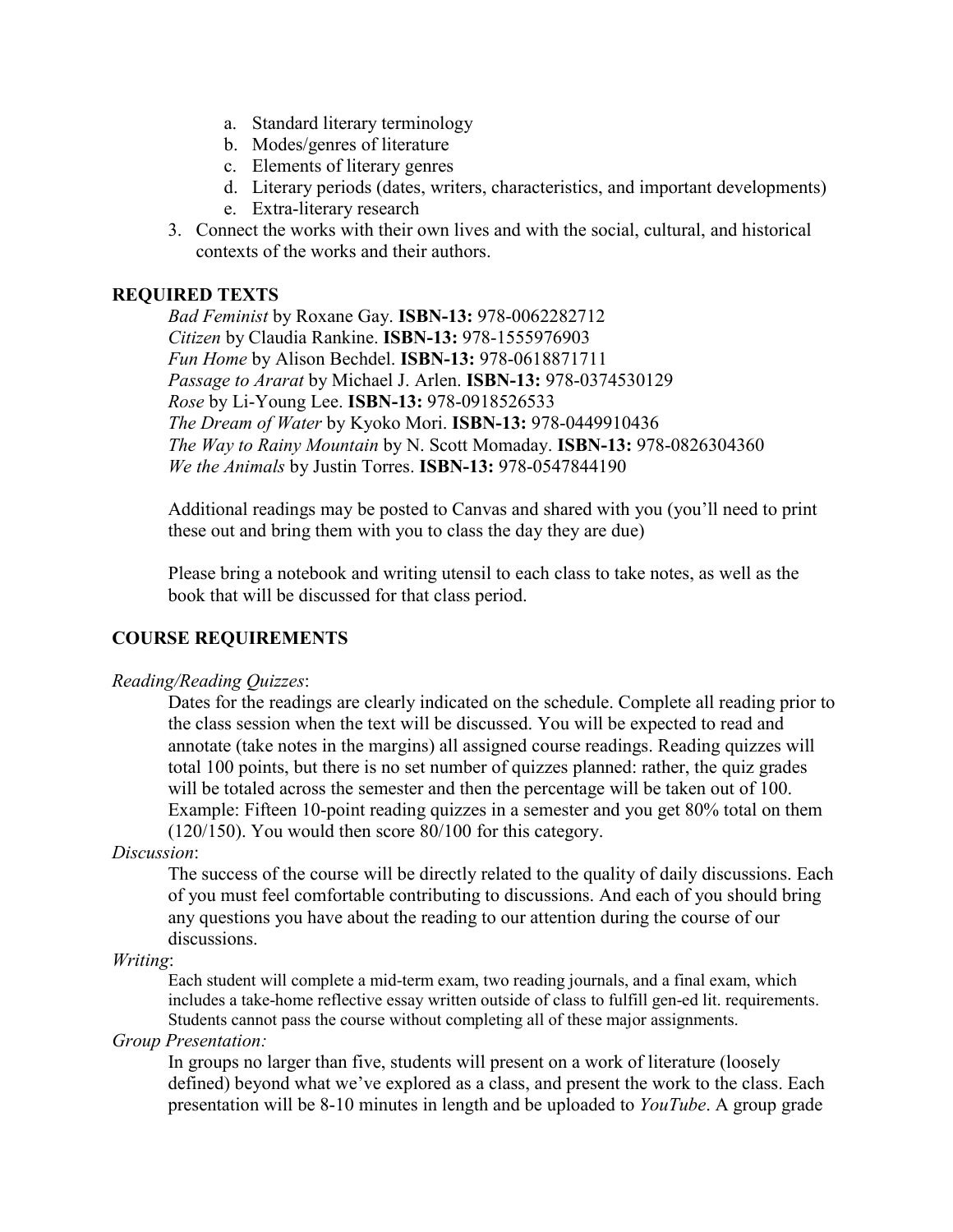a. Standard literary terminology
   b. Modes/genres of literature
   c. Elements of literary genres
   d. Literary periods (dates, writers, characteristics, and important developments)
   e. Extra-literary research
3. Connect the works with their own lives and with the social, cultural, and historical contexts of the works and their authors.

## REQUIRED TEXTS

*Bad Feminist* by Roxane Gay. **ISBN-13:** 978-0062282712
*Citizen* by Claudia Rankine. **ISBN-13:** 978-1555976903
*Fun Home* by Alison Bechdel. **ISBN-13:** 978-0618871711
*Passage to Ararat* by Michael J. Arlen. **ISBN-13:** 978-0374530129
*Rose* by Li-Young Lee. **ISBN-13:** 978-0918526533
*The Dream of Water* by Kyoko Mori. **ISBN-13:** 978-0449910436
*The Way to Rainy Mountain* by N. Scott Momaday. **ISBN-13:** 978-0826304360
*We the Animals* by Justin Torres. **ISBN-13:** 978-0547844190

Additional readings may be posted to Canvas and shared with you (you'll need to print these out and bring them with you to class the day they are due)

Please bring a notebook and writing utensil to each class to take notes, as well as the book that will be discussed for that class period.

## COURSE REQUIREMENTS

*Reading/Reading Quizzes*:

Dates for the readings are clearly indicated on the schedule. Complete all reading prior to the class session when the text will be discussed. You will be expected to read and annotate (take notes in the margins) all assigned course readings. Reading quizzes will total 100 points, but there is no set number of quizzes planned: rather, the quiz grades will be totaled across the semester and then the percentage will be taken out of 100. Example: Fifteen 10-point reading quizzes in a semester and you get 80% total on them (120/150). You would then score 80/100 for this category.

*Discussion*:

The success of the course will be directly related to the quality of daily discussions. Each of you must feel comfortable contributing to discussions. And each of you should bring any questions you have about the reading to our attention during the course of our discussions.

*Writing*:

Each student will complete a mid-term exam, two reading journals, and a final exam, which includes a take-home reflective essay written outside of class to fulfill gen-ed lit. requirements. Students cannot pass the course without completing all of these major assignments.

*Group Presentation:*

In groups no larger than five, students will present on a work of literature (loosely defined) beyond what we've explored as a class, and present the work to the class. Each presentation will be 8-10 minutes in length and be uploaded to *YouTube*. A group grade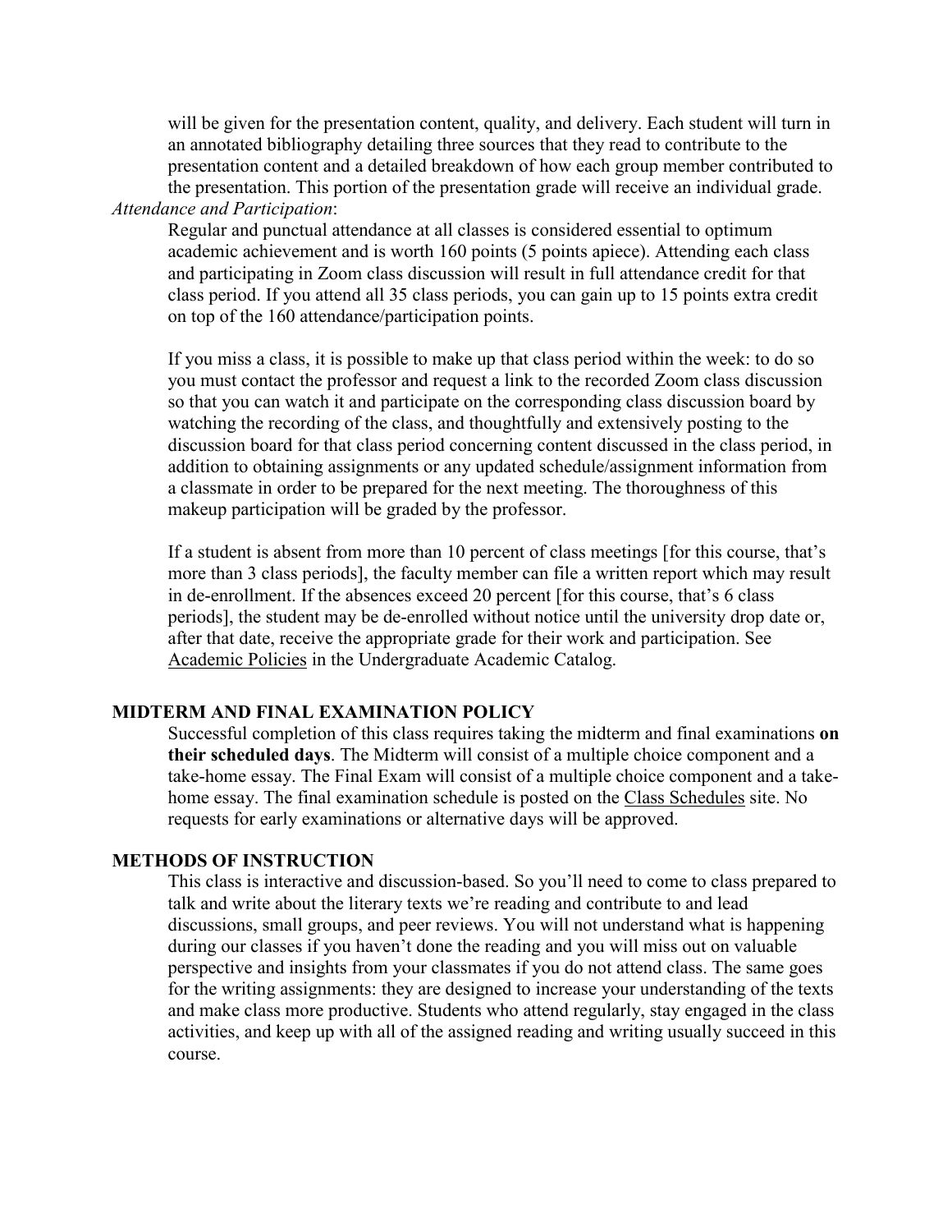will be given for the presentation content, quality, and delivery. Each student will turn in an annotated bibliography detailing three sources that they read to contribute to the presentation content and a detailed breakdown of how each group member contributed to the presentation. This portion of the presentation grade will receive an individual grade.

*Attendance and Participation*:

Regular and punctual attendance at all classes is considered essential to optimum academic achievement and is worth 160 points (5 points apiece). Attending each class and participating in Zoom class discussion will result in full attendance credit for that class period. If you attend all 35 class periods, you can gain up to 15 points extra credit on top of the 160 attendance/participation points.

If you miss a class, it is possible to make up that class period within the week: to do so you must contact the professor and request a link to the recorded Zoom class discussion so that you can watch it and participate on the corresponding class discussion board by watching the recording of the class, and thoughtfully and extensively posting to the discussion board for that class period concerning content discussed in the class period, in addition to obtaining assignments or any updated schedule/assignment information from a classmate in order to be prepared for the next meeting. The thoroughness of this makeup participation will be graded by the professor.

If a student is absent from more than 10 percent of class meetings [for this course, that's more than 3 class periods], the faculty member can file a written report which may result in de-enrollment. If the absences exceed 20 percent [for this course, that's 6 class periods], the student may be de-enrolled without notice until the university drop date or, after that date, receive the appropriate grade for their work and participation. See Academic Policies in the Undergraduate Academic Catalog.

## MIDTERM AND FINAL EXAMINATION POLICY

Successful completion of this class requires taking the midterm and final examinations **on their scheduled days**. The Midterm will consist of a multiple choice component and a take-home essay. The Final Exam will consist of a multiple choice component and a take-home essay. The final examination schedule is posted on the Class Schedules site. No requests for early examinations or alternative days will be approved.

## METHODS OF INSTRUCTION

This class is interactive and discussion-based. So you'll need to come to class prepared to talk and write about the literary texts we're reading and contribute to and lead discussions, small groups, and peer reviews. You will not understand what is happening during our classes if you haven't done the reading and you will miss out on valuable perspective and insights from your classmates if you do not attend class. The same goes for the writing assignments: they are designed to increase your understanding of the texts and make class more productive. Students who attend regularly, stay engaged in the class activities, and keep up with all of the assigned reading and writing usually succeed in this course.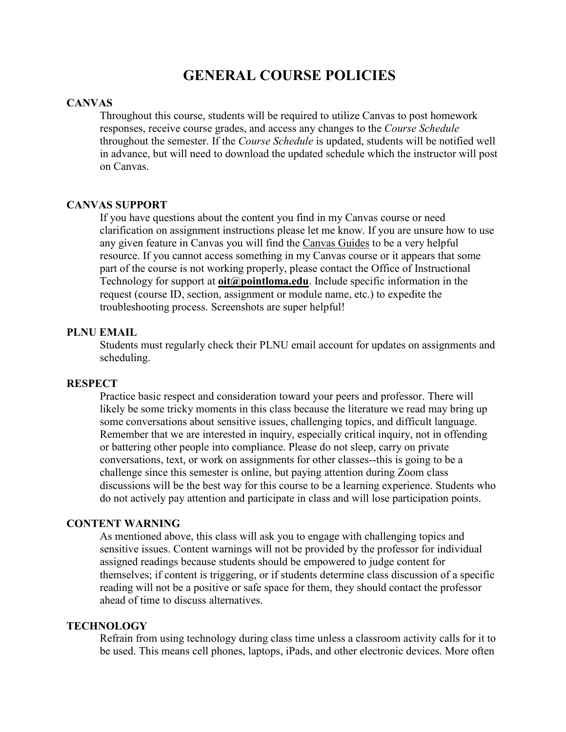# GENERAL COURSE POLICIES

## CANVAS

Throughout this course, students will be required to utilize Canvas to post homework responses, receive course grades, and access any changes to the *Course Schedule* throughout the semester. If the *Course Schedule* is updated, students will be notified well in advance, but will need to download the updated schedule which the instructor will post on Canvas.

## CANVAS SUPPORT

If you have questions about the content you find in my Canvas course or need clarification on assignment instructions please let me know. If you are unsure how to use any given feature in Canvas you will find the Canvas Guides to be a very helpful resource. If you cannot access something in my Canvas course or it appears that some part of the course is not working properly, please contact the Office of Instructional Technology for support at **oit@pointloma.edu**. Include specific information in the request (course ID, section, assignment or module name, etc.) to expedite the troubleshooting process. Screenshots are super helpful!

## PLNU EMAIL

Students must regularly check their PLNU email account for updates on assignments and scheduling.

## RESPECT

Practice basic respect and consideration toward your peers and professor. There will likely be some tricky moments in this class because the literature we read may bring up some conversations about sensitive issues, challenging topics, and difficult language. Remember that we are interested in inquiry, especially critical inquiry, not in offending or battering other people into compliance. Please do not sleep, carry on private conversations, text, or work on assignments for other classes--this is going to be a challenge since this semester is online, but paying attention during Zoom class discussions will be the best way for this course to be a learning experience. Students who do not actively pay attention and participate in class and will lose participation points.

## CONTENT WARNING

As mentioned above, this class will ask you to engage with challenging topics and sensitive issues. Content warnings will not be provided by the professor for individual assigned readings because students should be empowered to judge content for themselves; if content is triggering, or if students determine class discussion of a specific reading will not be a positive or safe space for them, they should contact the professor ahead of time to discuss alternatives.

## TECHNOLOGY

Refrain from using technology during class time unless a classroom activity calls for it to be used. This means cell phones, laptops, iPads, and other electronic devices. More often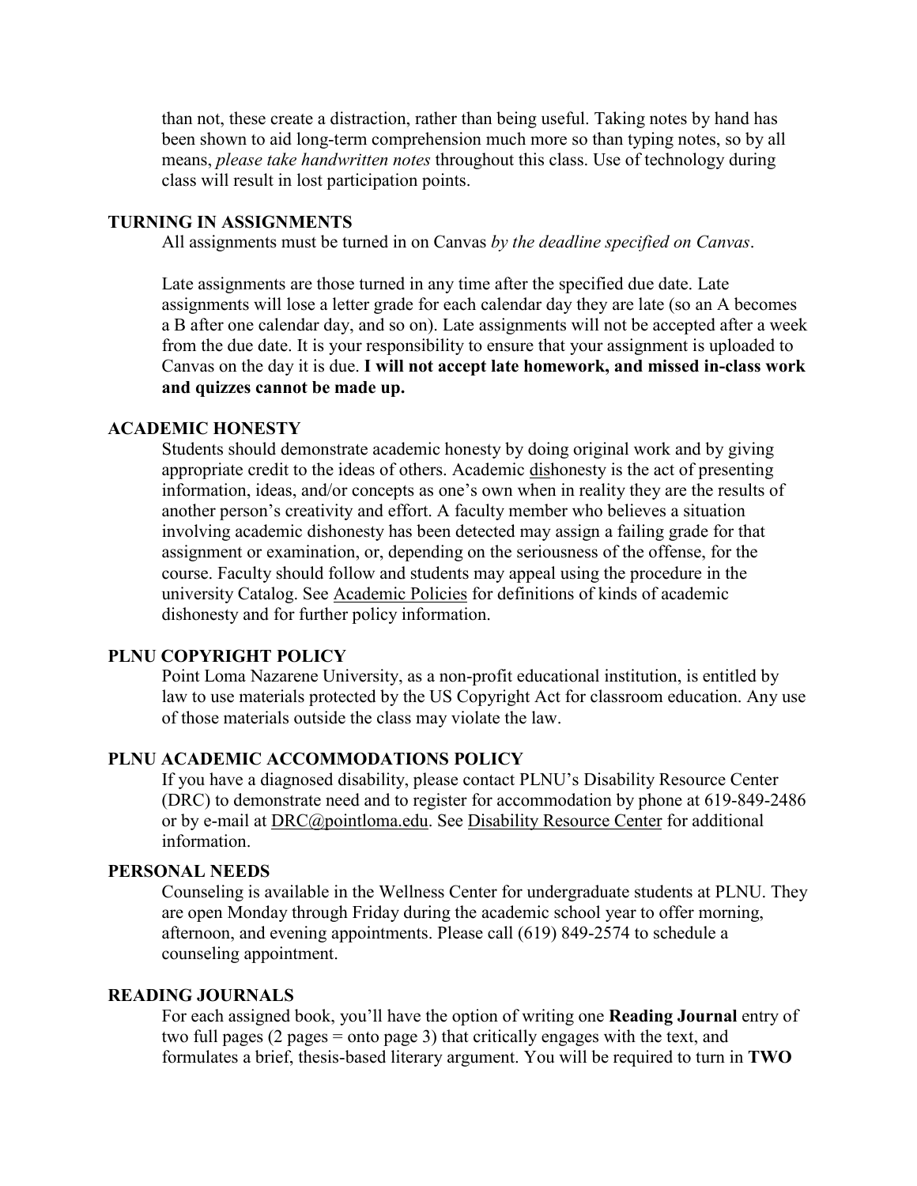than not, these create a distraction, rather than being useful. Taking notes by hand has been shown to aid long-term comprehension much more so than typing notes, so by all means, *please take handwritten notes* throughout this class. Use of technology during class will result in lost participation points.

## TURNING IN ASSIGNMENTS

All assignments must be turned in on Canvas *by the deadline specified on Canvas*.

Late assignments are those turned in any time after the specified due date. Late assignments will lose a letter grade for each calendar day they are late (so an A becomes a B after one calendar day, and so on). Late assignments will not be accepted after a week from the due date. It is your responsibility to ensure that your assignment is uploaded to Canvas on the day it is due. **I will not accept late homework, and missed in-class work and quizzes cannot be made up.**

## ACADEMIC HONESTY

Students should demonstrate academic honesty by doing original work and by giving appropriate credit to the ideas of others. Academic dishonesty is the act of presenting information, ideas, and/or concepts as one's own when in reality they are the results of another person's creativity and effort. A faculty member who believes a situation involving academic dishonesty has been detected may assign a failing grade for that assignment or examination, or, depending on the seriousness of the offense, for the course. Faculty should follow and students may appeal using the procedure in the university Catalog. See Academic Policies for definitions of kinds of academic dishonesty and for further policy information.

## PLNU COPYRIGHT POLICY

Point Loma Nazarene University, as a non-profit educational institution, is entitled by law to use materials protected by the US Copyright Act for classroom education. Any use of those materials outside the class may violate the law.

## PLNU ACADEMIC ACCOMMODATIONS POLICY

If you have a diagnosed disability, please contact PLNU's Disability Resource Center (DRC) to demonstrate need and to register for accommodation by phone at 619-849-2486 or by e-mail at DRC@pointloma.edu. See Disability Resource Center for additional information.

## PERSONAL NEEDS

Counseling is available in the Wellness Center for undergraduate students at PLNU. They are open Monday through Friday during the academic school year to offer morning, afternoon, and evening appointments. Please call (619) 849-2574 to schedule a counseling appointment.

## READING JOURNALS

For each assigned book, you'll have the option of writing one **Reading Journal** entry of two full pages (2 pages = onto page 3) that critically engages with the text, and formulates a brief, thesis-based literary argument. You will be required to turn in **TWO**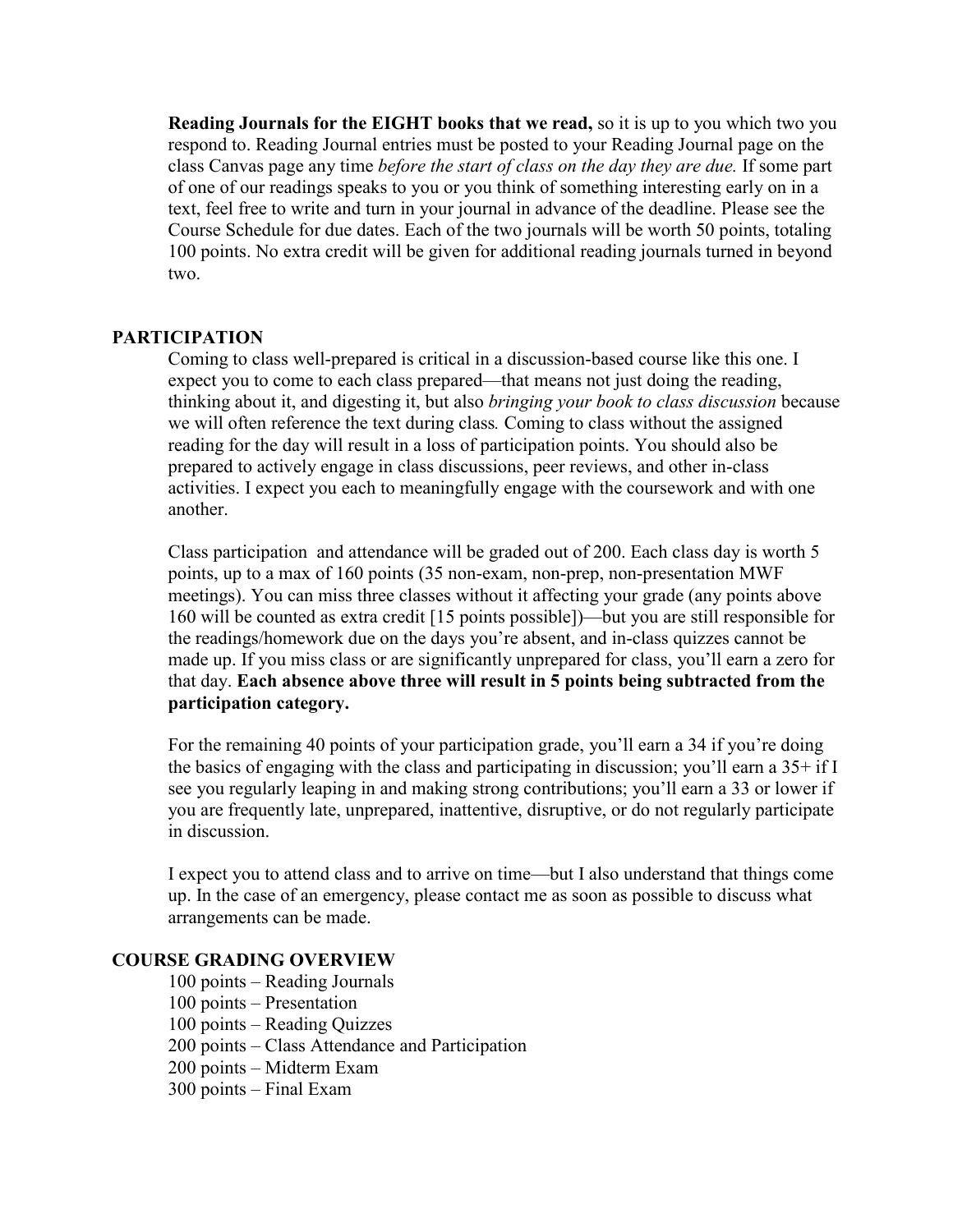**Reading Journals for the EIGHT books that we read,** so it is up to you which two you respond to. Reading Journal entries must be posted to your Reading Journal page on the class Canvas page any time *before the start of class on the day they are due.* If some part of one of our readings speaks to you or you think of something interesting early on in a text, feel free to write and turn in your journal in advance of the deadline. Please see the Course Schedule for due dates. Each of the two journals will be worth 50 points, totaling 100 points. No extra credit will be given for additional reading journals turned in beyond two.

## PARTICIPATION

Coming to class well-prepared is critical in a discussion-based course like this one. I expect you to come to each class prepared—that means not just doing the reading, thinking about it, and digesting it, but also *bringing your book to class discussion* because we will often reference the text during class*.* Coming to class without the assigned reading for the day will result in a loss of participation points. You should also be prepared to actively engage in class discussions, peer reviews, and other in-class activities. I expect you each to meaningfully engage with the coursework and with one another.

Class participation and attendance will be graded out of 200. Each class day is worth 5 points, up to a max of 160 points (35 non-exam, non-prep, non-presentation MWF meetings). You can miss three classes without it affecting your grade (any points above 160 will be counted as extra credit [15 points possible])—but you are still responsible for the readings/homework due on the days you're absent, and in-class quizzes cannot be made up. If you miss class or are significantly unprepared for class, you'll earn a zero for that day. **Each absence above three will result in 5 points being subtracted from the participation category.**

For the remaining 40 points of your participation grade, you'll earn a 34 if you're doing the basics of engaging with the class and participating in discussion; you'll earn a 35+ if I see you regularly leaping in and making strong contributions; you'll earn a 33 or lower if you are frequently late, unprepared, inattentive, disruptive, or do not regularly participate in discussion.

I expect you to attend class and to arrive on time—but I also understand that things come up. In the case of an emergency, please contact me as soon as possible to discuss what arrangements can be made.

## COURSE GRADING OVERVIEW

100 points – Reading Journals
100 points – Presentation
100 points – Reading Quizzes
200 points – Class Attendance and Participation
200 points – Midterm Exam
300 points – Final Exam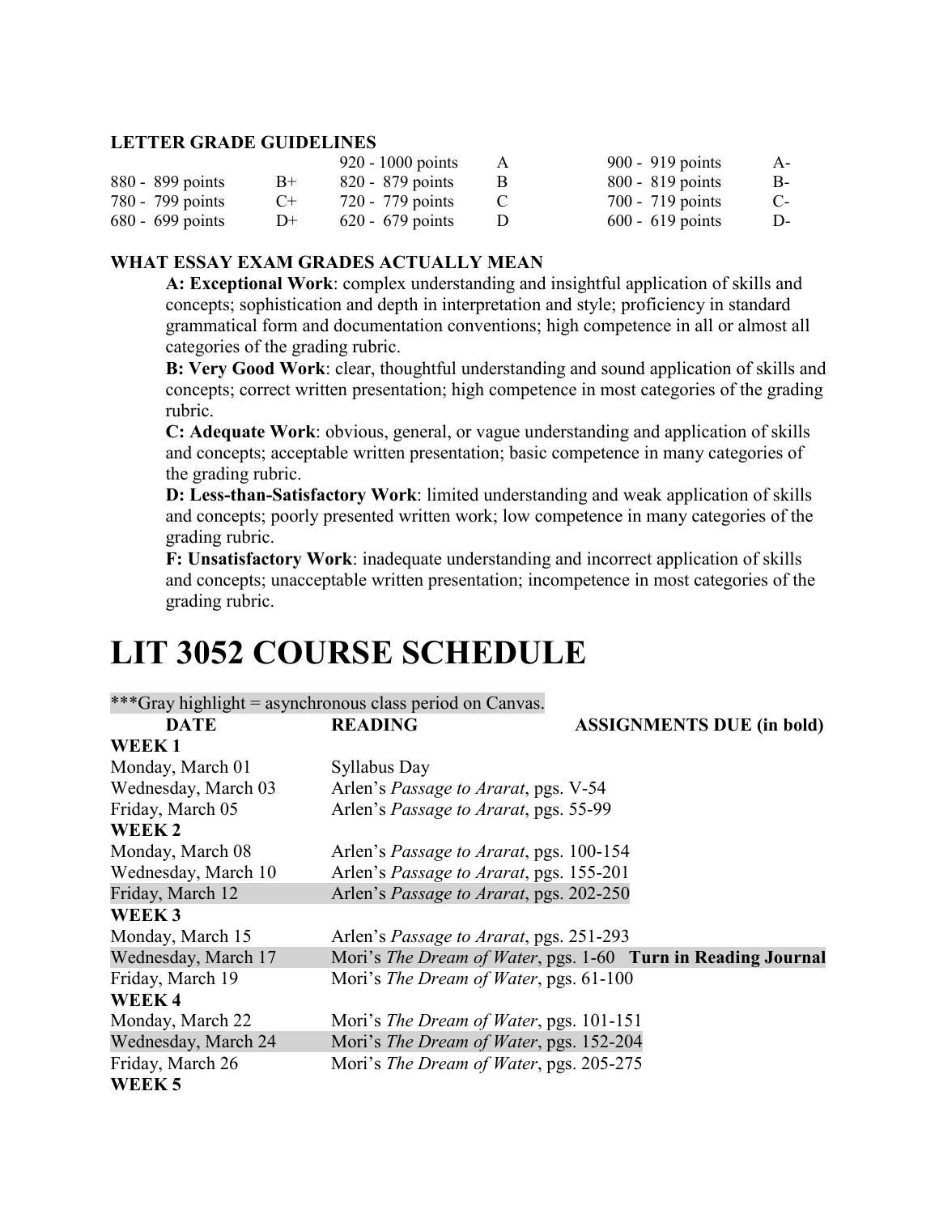**LETTER GRADE GUIDELINES**

| | | | | | |
|---|---|---|---|---|---|
| | | 920 - 1000 points | A | 900 - 919 points | A- |
| 880 - 899 points | B+ | 820 - 879 points | B | 800 - 819 points | B- |
| 780 - 799 points | C+ | 720 - 779 points | C | 700 - 719 points | C- |
| 680 - 699 points | D+ | 620 - 679 points | D | 600 - 619 points | D- |

**WHAT ESSAY EXAM GRADES ACTUALLY MEAN**

**A: Exceptional Work**: complex understanding and insightful application of skills and concepts; sophistication and depth in interpretation and style; proficiency in standard grammatical form and documentation conventions; high competence in all or almost all categories of the grading rubric.

**B: Very Good Work**: clear, thoughtful understanding and sound application of skills and concepts; correct written presentation; high competence in most categories of the grading rubric.

**C: Adequate Work**: obvious, general, or vague understanding and application of skills and concepts; acceptable written presentation; basic competence in many categories of the grading rubric.

**D: Less-than-Satisfactory Work**: limited understanding and weak application of skills and concepts; poorly presented written work; low competence in many categories of the grading rubric.

**F: Unsatisfactory Work**: inadequate understanding and incorrect application of skills and concepts; unacceptable written presentation; incompetence in most categories of the grading rubric.

# LIT 3052 COURSE SCHEDULE

***Gray highlight = asynchronous class period on Canvas.

| DATE | READING | ASSIGNMENTS DUE (in bold) |
|---|---|---|
| **WEEK 1** | | |
| Monday, March 01 | Syllabus Day | |
| Wednesday, March 03 | Arlen's *Passage to Ararat*, pgs. V-54 | |
| Friday, March 05 | Arlen's *Passage to Ararat*, pgs. 55-99 | |
| **WEEK 2** | | |
| Monday, March 08 | Arlen's *Passage to Ararat*, pgs. 100-154 | |
| Wednesday, March 10 | Arlen's *Passage to Ararat*, pgs. 155-201 | |
| Friday, March 12 | Arlen's *Passage to Ararat*, pgs. 202-250 | |
| **WEEK 3** | | |
| Monday, March 15 | Arlen's *Passage to Ararat*, pgs. 251-293 | |
| Wednesday, March 17 | Mori's *The Dream of Water*, pgs. 1-60 | **Turn in Reading Journal** |
| Friday, March 19 | Mori's *The Dream of Water*, pgs. 61-100 | |
| **WEEK 4** | | |
| Monday, March 22 | Mori's *The Dream of Water*, pgs. 101-151 | |
| Wednesday, March 24 | Mori's *The Dream of Water*, pgs. 152-204 | |
| Friday, March 26 | Mori's *The Dream of Water*, pgs. 205-275 | |
| **WEEK 5** | | |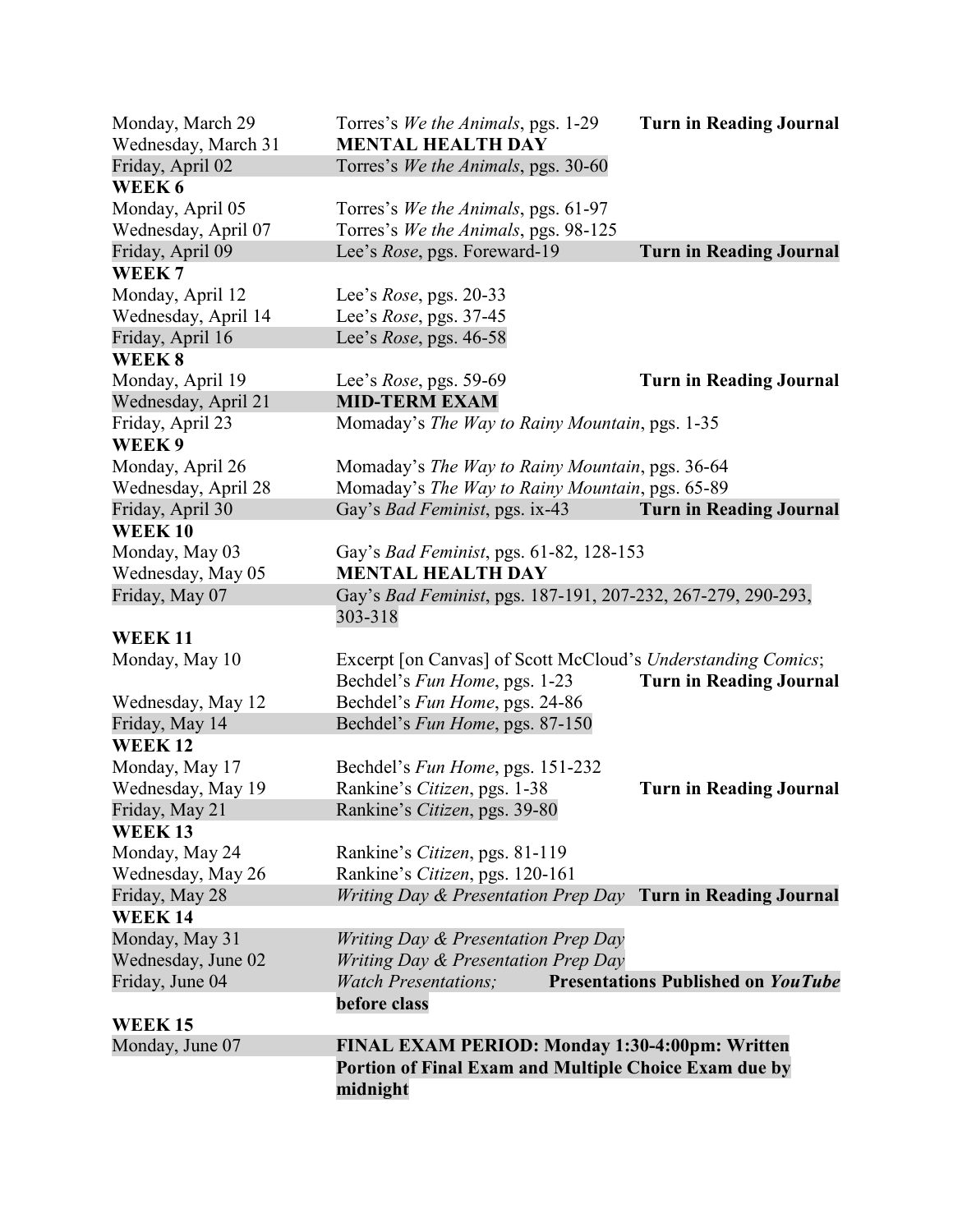| | | |
|---|---|---|
| Monday, March 29 | Torres's *We the Animals*, pgs. 1-29 | **Turn in Reading Journal** |
| Wednesday, March 31 | **MENTAL HEALTH DAY** | |
| Friday, April 02 | Torres's *We the Animals*, pgs. 30-60 | |
| **WEEK 6** | | |
| Monday, April 05 | Torres's *We the Animals*, pgs. 61-97 | |
| Wednesday, April 07 | Torres's *We the Animals*, pgs. 98-125 | |
| Friday, April 09 | Lee's *Rose*, pgs. Foreward-19 | **Turn in Reading Journal** |
| **WEEK 7** | | |
| Monday, April 12 | Lee's *Rose*, pgs. 20-33 | |
| Wednesday, April 14 | Lee's *Rose*, pgs. 37-45 | |
| Friday, April 16 | Lee's *Rose*, pgs. 46-58 | |
| **WEEK 8** | | |
| Monday, April 19 | Lee's *Rose*, pgs. 59-69 | **Turn in Reading Journal** |
| Wednesday, April 21 | **MID-TERM EXAM** | |
| Friday, April 23 | Momaday's *The Way to Rainy Mountain*, pgs. 1-35 | |
| **WEEK 9** | | |
| Monday, April 26 | Momaday's *The Way to Rainy Mountain*, pgs. 36-64 | |
| Wednesday, April 28 | Momaday's *The Way to Rainy Mountain*, pgs. 65-89 | |
| Friday, April 30 | Gay's *Bad Feminist*, pgs. ix-43 | **Turn in Reading Journal** |
| **WEEK 10** | | |
| Monday, May 03 | Gay's *Bad Feminist*, pgs. 61-82, 128-153 | |
| Wednesday, May 05 | **MENTAL HEALTH DAY** | |
| Friday, May 07 | Gay's *Bad Feminist*, pgs. 187-191, 207-232, 267-279, 290-293, 303-318 | |
| **WEEK 11** | | |
| Monday, May 10 | Excerpt [on Canvas] of Scott McCloud's *Understanding Comics*; Bechdel's *Fun Home*, pgs. 1-23 | **Turn in Reading Journal** |
| Wednesday, May 12 | Bechdel's *Fun Home*, pgs. 24-86 | |
| Friday, May 14 | Bechdel's *Fun Home*, pgs. 87-150 | |
| **WEEK 12** | | |
| Monday, May 17 | Bechdel's *Fun Home*, pgs. 151-232 | |
| Wednesday, May 19 | Rankine's *Citizen*, pgs. 1-38 | **Turn in Reading Journal** |
| Friday, May 21 | Rankine's *Citizen*, pgs. 39-80 | |
| **WEEK 13** | | |
| Monday, May 24 | Rankine's *Citizen*, pgs. 81-119 | |
| Wednesday, May 26 | Rankine's *Citizen*, pgs. 120-161 | |
| Friday, May 28 | *Writing Day & Presentation Prep Day* | **Turn in Reading Journal** |
| **WEEK 14** | | |
| Monday, May 31 | *Writing Day & Presentation Prep Day* | |
| Wednesday, June 02 | *Writing Day & Presentation Prep Day* | |
| Friday, June 04 | *Watch Presentations;* | **Presentations Published on *YouTube* before class** |
| **WEEK 15** | | |
| Monday, June 07 | **FINAL EXAM PERIOD: Monday 1:30-4:00pm: Written Portion of Final Exam and Multiple Choice Exam due by midnight** | |